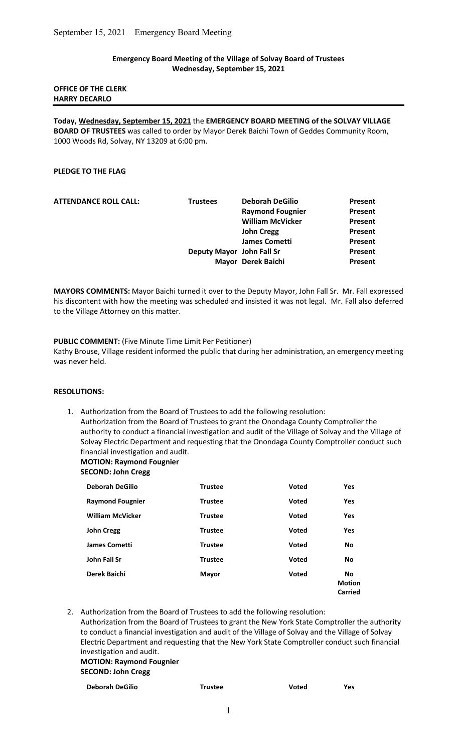**Emergency Board Meeting of the Village of Solvay Board of Trustees**
**Wednesday, September 15, 2021**

**OFFICE OF THE CLERK**
**HARRY DECARLO**

---

**Today, <u>Wednesday, September 15, 2021</u>** the **EMERGENCY BOARD MEETING of the SOLVAY VILLAGE BOARD OF TRUSTEES** was called to order by Mayor Derek Baichi Town of Geddes Community Room, 1000 Woods Rd, Solvay, NY 13209 at 6:00 pm.

**PLEDGE TO THE FLAG**

| **ATTENDANCE ROLL CALL:** | **Trustees** | **Deborah DeGilio** | **Present** |
|---|---|---|---|
| | | **Raymond Fougnier** | **Present** |
| | | **William McVicker** | **Present** |
| | | **John Cregg** | **Present** |
| | | **James Cometti** | **Present** |
| | **Deputy Mayor** | **John Fall Sr** | **Present** |
| | **Mayor** | **Derek Baichi** | **Present** |

**MAYORS COMMENTS:** Mayor Baichi turned it over to the Deputy Mayor, John Fall Sr. Mr. Fall expressed his discontent with how the meeting was scheduled and insisted it was not legal. Mr. Fall also deferred to the Village Attorney on this matter.

**PUBLIC COMMENT:** (Five Minute Time Limit Per Petitioner)
Kathy Brouse, Village resident informed the public that during her administration, an emergency meeting was never held.

**RESOLUTIONS:**

1. Authorization from the Board of Trustees to add the following resolution:
   Authorization from the Board of Trustees to grant the Onondaga County Comptroller the authority to conduct a financial investigation and audit of the Village of Solvay and the Village of Solvay Electric Department and requesting that the Onondaga County Comptroller conduct such financial investigation and audit.
   **MOTION: Raymond Fougnier**
   **SECOND: John Cregg**

| **Deborah DeGilio** | **Trustee** | **Voted** | **Yes** |
|---|---|---|---|
| **Raymond Fougnier** | **Trustee** | **Voted** | **Yes** |
| **William McVicker** | **Trustee** | **Voted** | **Yes** |
| **John Cregg** | **Trustee** | **Voted** | **Yes** |
| **James Cometti** | **Trustee** | **Voted** | **No** |
| **John Fall Sr** | **Trustee** | **Voted** | **No** |
| **Derek Baichi** | **Mayor** | **Voted** | **No** |
| | | | **Motion Carried** |

2. Authorization from the Board of Trustees to add the following resolution:
   Authorization from the Board of Trustees to grant the New York State Comptroller the authority to conduct a financial investigation and audit of the Village of Solvay and the Village of Solvay Electric Department and requesting that the New York State Comptroller conduct such financial investigation and audit.
   **MOTION: Raymond Fougnier**
   **SECOND: John Cregg**

| **Deborah DeGilio** | **Trustee** | **Voted** | **Yes** |
|---|---|---|---|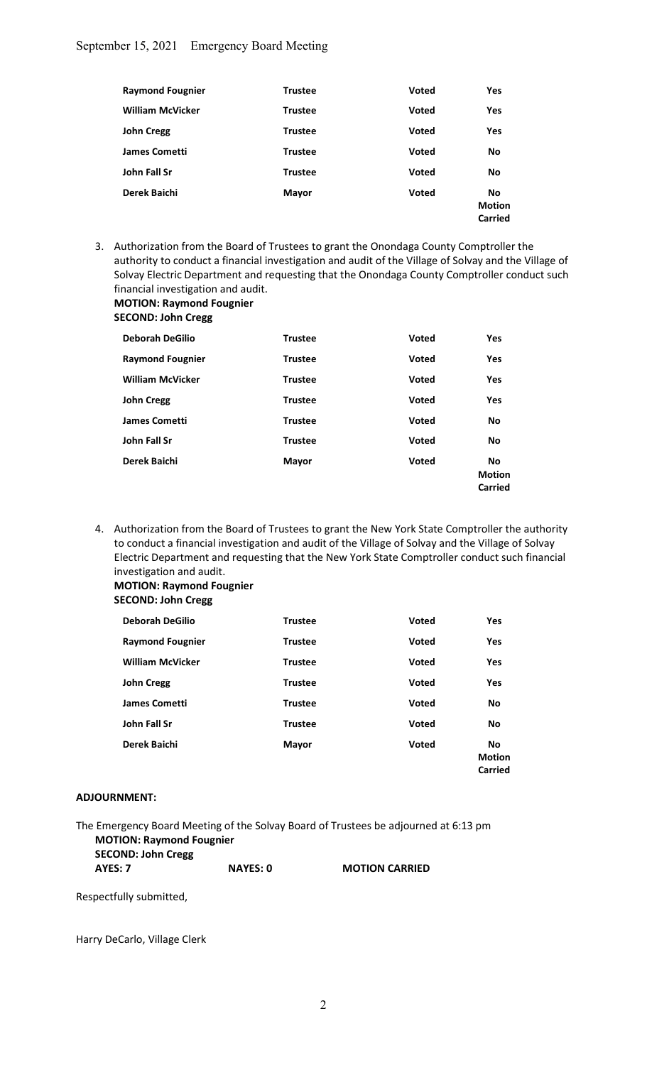| | | | |
|---|---|---|---|
| **Raymond Fougnier** | **Trustee** | **Voted** | **Yes** |
| **William McVicker** | **Trustee** | **Voted** | **Yes** |
| **John Cregg** | **Trustee** | **Voted** | **Yes** |
| **James Cometti** | **Trustee** | **Voted** | **No** |
| **John Fall Sr** | **Trustee** | **Voted** | **No** |
| **Derek Baichi** | **Mayor** | **Voted** | **No** **Motion Carried** |

3. Authorization from the Board of Trustees to grant the Onondaga County Comptroller the authority to conduct a financial investigation and audit of the Village of Solvay and the Village of Solvay Electric Department and requesting that the Onondaga County Comptroller conduct such financial investigation and audit.
   **MOTION: Raymond Fougnier**
   **SECOND: John Cregg**

| | | | |
|---|---|---|---|
| **Deborah DeGilio** | **Trustee** | **Voted** | **Yes** |
| **Raymond Fougnier** | **Trustee** | **Voted** | **Yes** |
| **William McVicker** | **Trustee** | **Voted** | **Yes** |
| **John Cregg** | **Trustee** | **Voted** | **Yes** |
| **James Cometti** | **Trustee** | **Voted** | **No** |
| **John Fall Sr** | **Trustee** | **Voted** | **No** |
| **Derek Baichi** | **Mayor** | **Voted** | **No** **Motion Carried** |

4. Authorization from the Board of Trustees to grant the New York State Comptroller the authority to conduct a financial investigation and audit of the Village of Solvay and the Village of Solvay Electric Department and requesting that the New York State Comptroller conduct such financial investigation and audit.
   **MOTION: Raymond Fougnier**
   **SECOND: John Cregg**

| | | | |
|---|---|---|---|
| **Deborah DeGilio** | **Trustee** | **Voted** | **Yes** |
| **Raymond Fougnier** | **Trustee** | **Voted** | **Yes** |
| **William McVicker** | **Trustee** | **Voted** | **Yes** |
| **John Cregg** | **Trustee** | **Voted** | **Yes** |
| **James Cometti** | **Trustee** | **Voted** | **No** |
| **John Fall Sr** | **Trustee** | **Voted** | **No** |
| **Derek Baichi** | **Mayor** | **Voted** | **No** **Motion Carried** |

**ADJOURNMENT:**

The Emergency Board Meeting of the Solvay Board of Trustees be adjourned at 6:13 pm
**MOTION: Raymond Fougnier**
**SECOND: John Cregg**
**AYES: 7** **NAYES: 0** **MOTION CARRIED**

Respectfully submitted,

Harry DeCarlo, Village Clerk